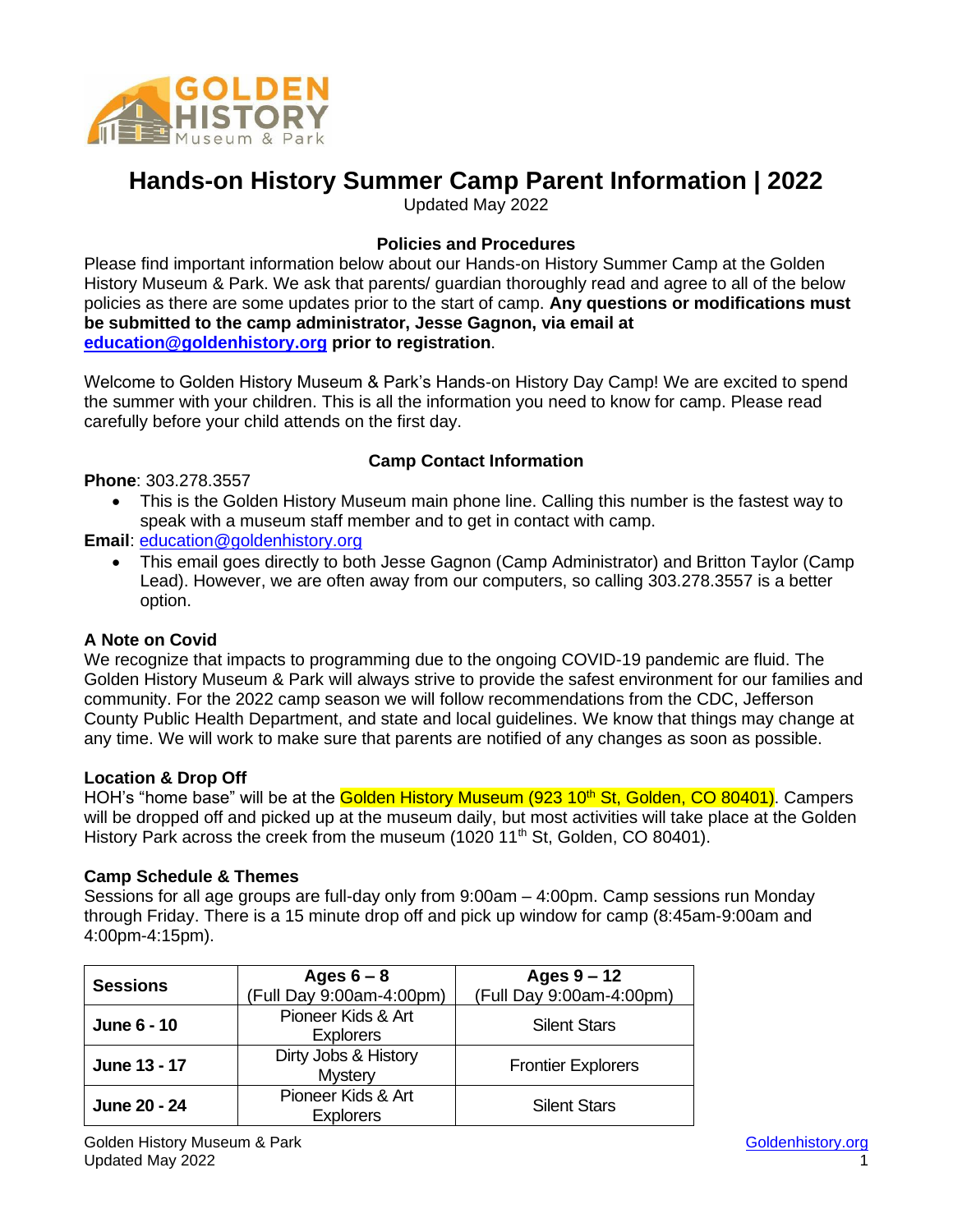# Hands-on History Summer Camp Parent Information | 2022

Updated May 2022

### Policies and Procedures

Please find important information below about our Hands-on History Summer Camp at the Golden History Museum & Park. We ask that parents/ guardian thoroughly read and agree to all of the below policies as there are some updates prior to the start of camp. **Any questions or modifications must be submitted to the camp administrator, Jesse Gagnon, via email at [education@goldenhistory.org](mailto:education@goldenhistory.org) prior to registration**.

Welcome to Golden History Museum & Park's Hands-on History Day Camp! We are excited to spend the summer with your children. This is all the information you need to know for camp. Please read carefully before your child attends on the first day.

### Camp Contact Information

**Phone**: 303.278.3557

- This is the Golden History Museum main phone line. Calling this number is the fastest way to speak with a museum staff member and to get in contact with camp.

**Email**: [education@goldenhistory.org](mailto:education@goldenhistory.org)

- This email goes directly to both Jesse Gagnon (Camp Administrator) and Britton Taylor (Camp Lead). However, we are often away from our computers, so calling 303.278.3557 is a better option.

**A Note on Covid**

We recognize that impacts to programming due to the ongoing COVID-19 pandemic are fluid. The Golden History Museum & Park will always strive to provide the safest environment for our families and community. For the 2022 camp season we will follow recommendations from the CDC, Jefferson County Public Health Department, and state and local guidelines. We know that things may change at any time. We will work to make sure that parents are notified of any changes as soon as possible.

**Location & Drop Off**

HOH's "home base" will be at the Golden History Museum (923 10th St, Golden, CO 80401). Campers will be dropped off and picked up at the museum daily, but most activities will take place at the Golden History Park across the creek from the museum (1020 11th St, Golden, CO 80401).

**Camp Schedule & Themes**

Sessions for all age groups are full-day only from 9:00am – 4:00pm. Camp sessions run Monday through Friday. There is a 15 minute drop off and pick up window for camp (8:45am-9:00am and 4:00pm-4:15pm).

| Sessions | Ages 6 – 8 (Full Day 9:00am-4:00pm) | Ages 9 – 12 (Full Day 9:00am-4:00pm) |
|---|---|---|
| **June 6 - 10** | Pioneer Kids & Art Explorers | Silent Stars |
| **June 13 - 17** | Dirty Jobs & History Mystery | Frontier Explorers |
| **June 20 - 24** | Pioneer Kids & Art Explorers | Silent Stars |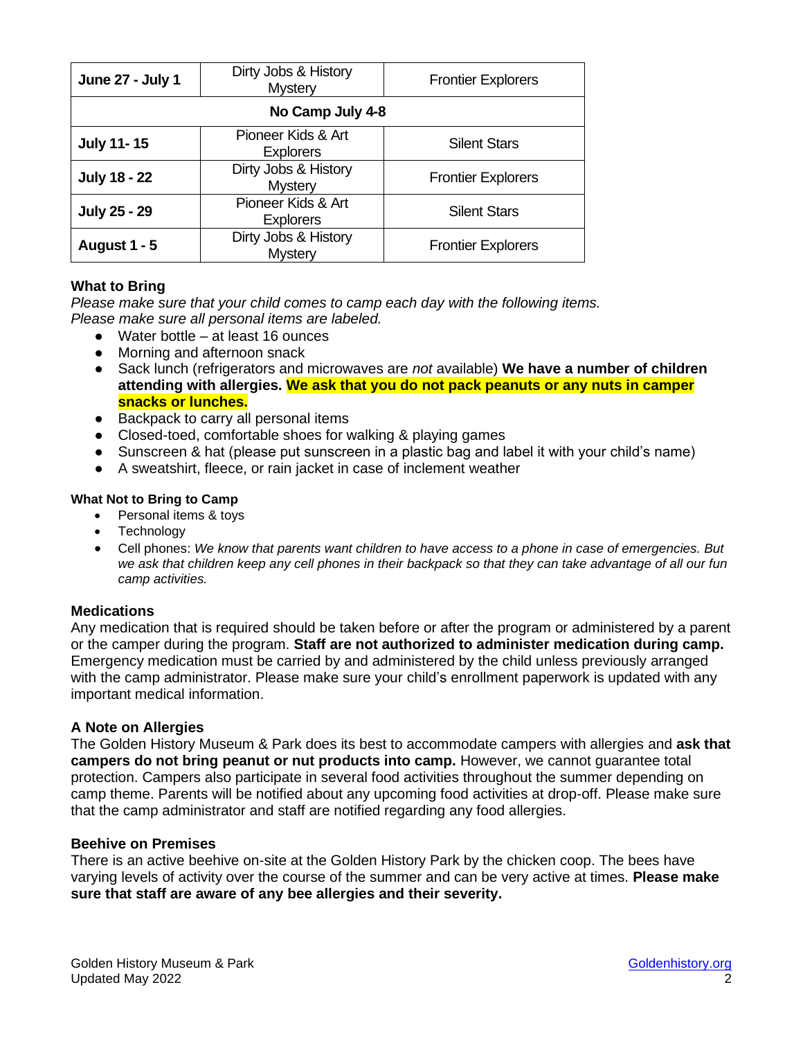| June 27 - July 1 | Dirty Jobs & History Mystery | Frontier Explorers |
|---|---|---|
| **No Camp July 4-8** | | |
| **July 11- 15** | Pioneer Kids & Art Explorers | Silent Stars |
| **July 18 - 22** | Dirty Jobs & History Mystery | Frontier Explorers |
| **July 25 - 29** | Pioneer Kids & Art Explorers | Silent Stars |
| **August 1 - 5** | Dirty Jobs & History Mystery | Frontier Explorers |

### What to Bring

*Please make sure that your child comes to camp each day with the following items.*
*Please make sure all personal items are labeled.*

- Water bottle – at least 16 ounces
- Morning and afternoon snack
- Sack lunch (refrigerators and microwaves are *not* available) **We have a number of children attending with allergies. We ask that you do not pack peanuts or any nuts in camper snacks or lunches.**
- Backpack to carry all personal items
- Closed-toed, comfortable shoes for walking & playing games
- Sunscreen & hat (please put sunscreen in a plastic bag and label it with your child's name)
- A sweatshirt, fleece, or rain jacket in case of inclement weather

#### What Not to Bring to Camp

- Personal items & toys
- Technology
- Cell phones: *We know that parents want children to have access to a phone in case of emergencies. But we ask that children keep any cell phones in their backpack so that they can take advantage of all our fun camp activities.*

### Medications

Any medication that is required should be taken before or after the program or administered by a parent or the camper during the program. **Staff are not authorized to administer medication during camp.** Emergency medication must be carried by and administered by the child unless previously arranged with the camp administrator. Please make sure your child's enrollment paperwork is updated with any important medical information.

### A Note on Allergies

The Golden History Museum & Park does its best to accommodate campers with allergies and **ask that campers do not bring peanut or nut products into camp.** However, we cannot guarantee total protection. Campers also participate in several food activities throughout the summer depending on camp theme. Parents will be notified about any upcoming food activities at drop-off. Please make sure that the camp administrator and staff are notified regarding any food allergies.

### Beehive on Premises

There is an active beehive on-site at the Golden History Park by the chicken coop. The bees have varying levels of activity over the course of the summer and can be very active at times. **Please make sure that staff are aware of any bee allergies and their severity.**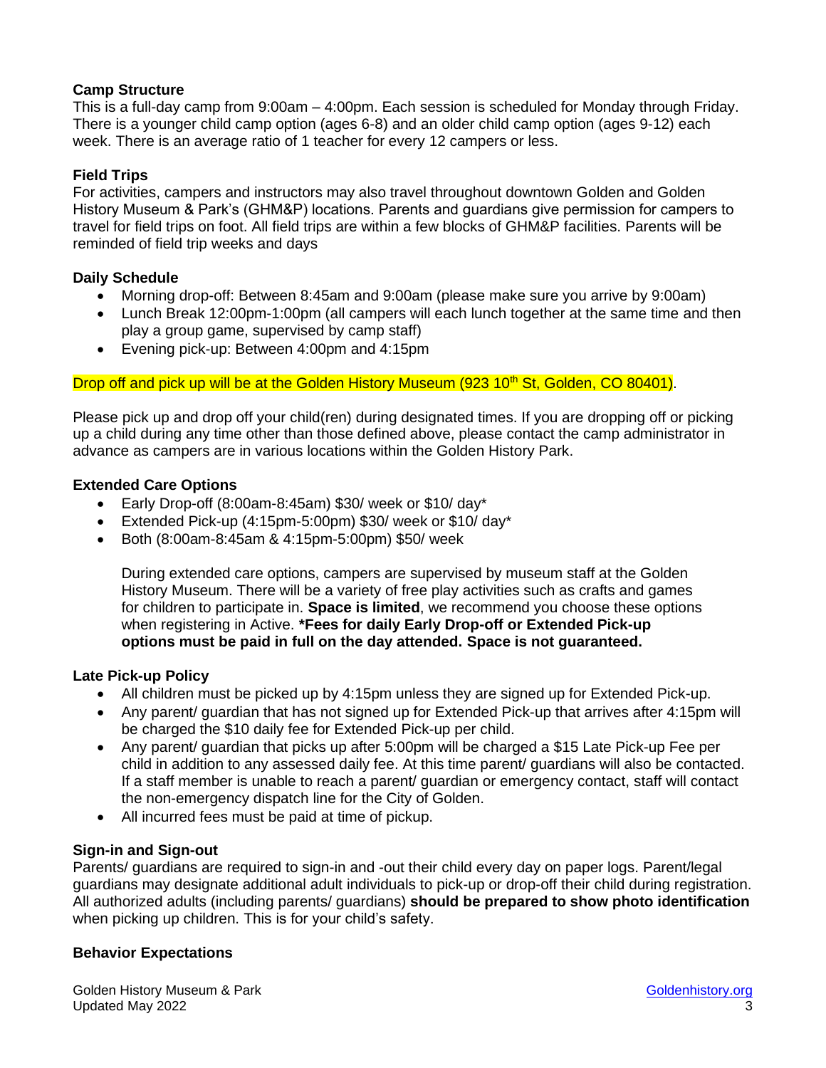### Camp Structure

This is a full-day camp from 9:00am – 4:00pm. Each session is scheduled for Monday through Friday. There is a younger child camp option (ages 6-8) and an older child camp option (ages 9-12) each week. There is an average ratio of 1 teacher for every 12 campers or less.

### Field Trips

For activities, campers and instructors may also travel throughout downtown Golden and Golden History Museum & Park's (GHM&P) locations. Parents and guardians give permission for campers to travel for field trips on foot. All field trips are within a few blocks of GHM&P facilities. Parents will be reminded of field trip weeks and days

### Daily Schedule

- Morning drop-off: Between 8:45am and 9:00am (please make sure you arrive by 9:00am)
- Lunch Break 12:00pm-1:00pm (all campers will each lunch together at the same time and then play a group game, supervised by camp staff)
- Evening pick-up: Between 4:00pm and 4:15pm

Drop off and pick up will be at the Golden History Museum (923 10th St, Golden, CO 80401).

Please pick up and drop off your child(ren) during designated times. If you are dropping off or picking up a child during any time other than those defined above, please contact the camp administrator in advance as campers are in various locations within the Golden History Park.

### Extended Care Options

- Early Drop-off (8:00am-8:45am) $30/ week or $10/ day*
- Extended Pick-up (4:15pm-5:00pm) $30/ week or $10/ day*
- Both (8:00am-8:45am & 4:15pm-5:00pm) $50/ week

  During extended care options, campers are supervised by museum staff at the Golden History Museum. There will be a variety of free play activities such as crafts and games for children to participate in. **Space is limited**, we recommend you choose these options when registering in Active. ***Fees for daily Early Drop-off or Extended Pick-up options must be paid in full on the day attended. Space is not guaranteed.**

### Late Pick-up Policy

- All children must be picked up by 4:15pm unless they are signed up for Extended Pick-up.
- Any parent/ guardian that has not signed up for Extended Pick-up that arrives after 4:15pm will be charged the $10 daily fee for Extended Pick-up per child.
- Any parent/ guardian that picks up after 5:00pm will be charged a $15 Late Pick-up Fee per child in addition to any assessed daily fee. At this time parent/ guardians will also be contacted. If a staff member is unable to reach a parent/ guardian or emergency contact, staff will contact the non-emergency dispatch line for the City of Golden.
- All incurred fees must be paid at time of pickup.

### Sign-in and Sign-out

Parents/ guardians are required to sign-in and -out their child every day on paper logs. Parent/legal guardians may designate additional adult individuals to pick-up or drop-off their child during registration. All authorized adults (including parents/ guardians) **should be prepared to show photo identification** when picking up children. This is for your child's safety.

### Behavior Expectations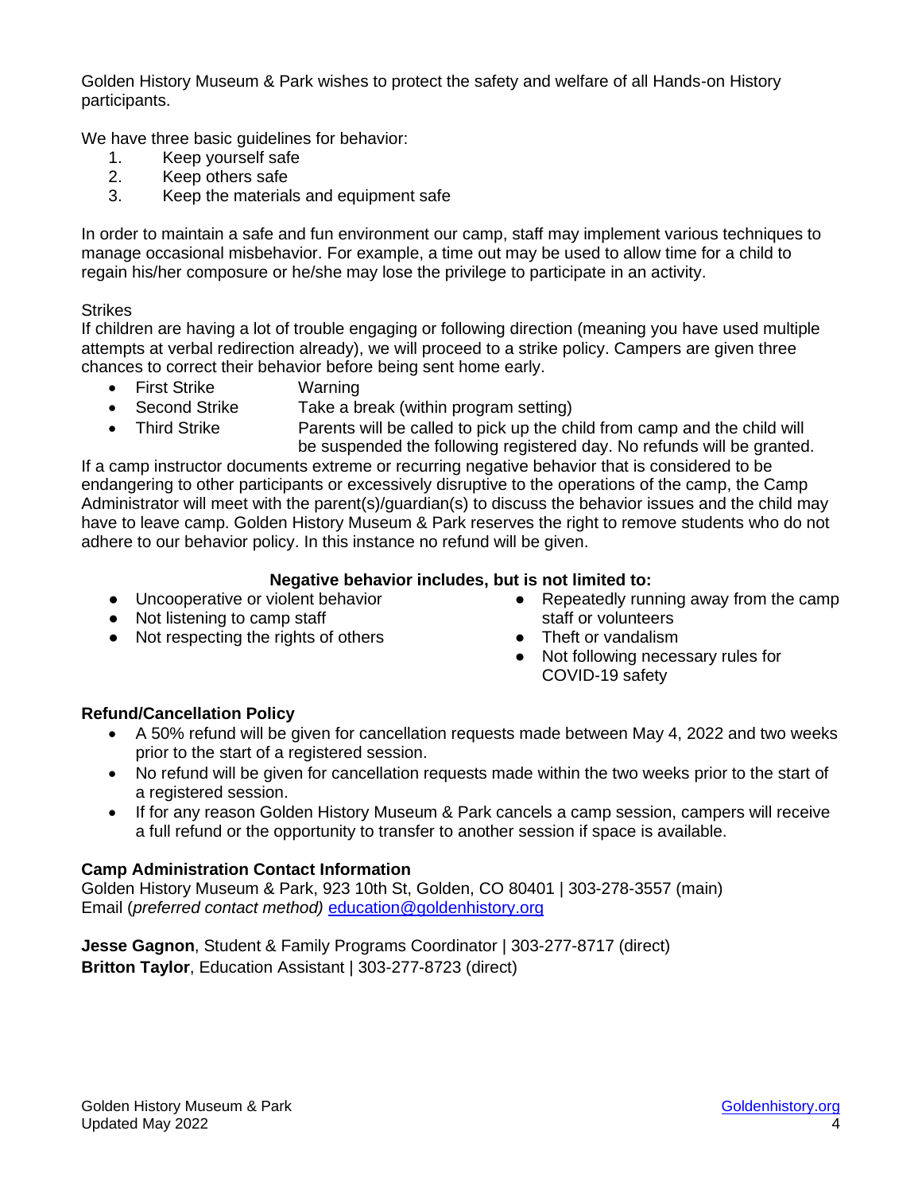Golden History Museum & Park wishes to protect the safety and welfare of all Hands-on History participants.

We have three basic guidelines for behavior:

1. Keep yourself safe
2. Keep others safe
3. Keep the materials and equipment safe

In order to maintain a safe and fun environment our camp, staff may implement various techniques to manage occasional misbehavior. For example, a time out may be used to allow time for a child to regain his/her composure or he/she may lose the privilege to participate in an activity.

Strikes

If children are having a lot of trouble engaging or following direction (meaning you have used multiple attempts at verbal redirection already), we will proceed to a strike policy. Campers are given three chances to correct their behavior before being sent home early.

- First Strike — Warning
- Second Strike — Take a break (within program setting)
- Third Strike — Parents will be called to pick up the child from camp and the child will be suspended the following registered day. No refunds will be granted.

If a camp instructor documents extreme or recurring negative behavior that is considered to be endangering to other participants or excessively disruptive to the operations of the camp, the Camp Administrator will meet with the parent(s)/guardian(s) to discuss the behavior issues and the child may have to leave camp. Golden History Museum & Park reserves the right to remove students who do not adhere to our behavior policy. In this instance no refund will be given.

**Negative behavior includes, but is not limited to:**

- Uncooperative or violent behavior
- Not listening to camp staff
- Not respecting the rights of others
- Repeatedly running away from the camp staff or volunteers
- Theft or vandalism
- Not following necessary rules for COVID-19 safety

**Refund/Cancellation Policy**

- A 50% refund will be given for cancellation requests made between May 4, 2022 and two weeks prior to the start of a registered session.
- No refund will be given for cancellation requests made within the two weeks prior to the start of a registered session.
- If for any reason Golden History Museum & Park cancels a camp session, campers will receive a full refund or the opportunity to transfer to another session if space is available.

**Camp Administration Contact Information**

Golden History Museum & Park, 923 10th St, Golden, CO 80401 | 303-278-3557 (main)
Email (*preferred contact method)* education@goldenhistory.org

**Jesse Gagnon**, Student & Family Programs Coordinator | 303-277-8717 (direct)
**Britton Taylor**, Education Assistant | 303-277-8723 (direct)